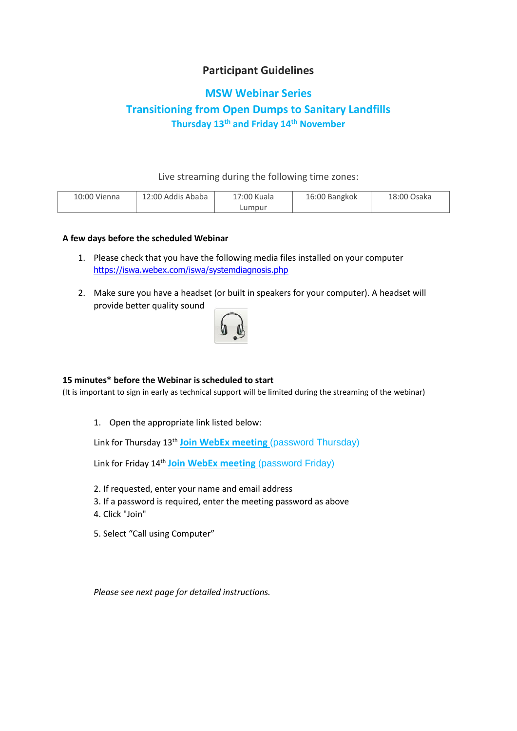# Participant Guidelines

## MSW Webinar Series

## Transitioning from Open Dumps to Sanitary Landfills

### Thursday 13th and Friday 14th November

Live streaming during the following time zones:

| 10:00 Vienna | 12:00 Addis Ababa | 17:00 Kuala Lumpur | 16:00 Bangkok | 18:00 Osaka |
|---|---|---|---|---|

**A few days before the scheduled Webinar**

1. Please check that you have the following media files installed on your computer https://iswa.webex.com/iswa/systemdiagnosis.php

2. Make sure you have a headset (or built in speakers for your computer). A headset will provide better quality sound

**15 minutes\* before the Webinar is scheduled to start**

(It is important to sign in early as technical support will be limited during the streaming of the webinar)

1. Open the appropriate link listed below:

Link for Thursday 13th **Join WebEx meeting** (password Thursday)

Link for Friday 14th **Join WebEx meeting** (password Friday)

2. If requested, enter your name and email address
3. If a password is required, enter the meeting password as above
4. Click "Join"
5. Select "Call using Computer"

*Please see next page for detailed instructions.*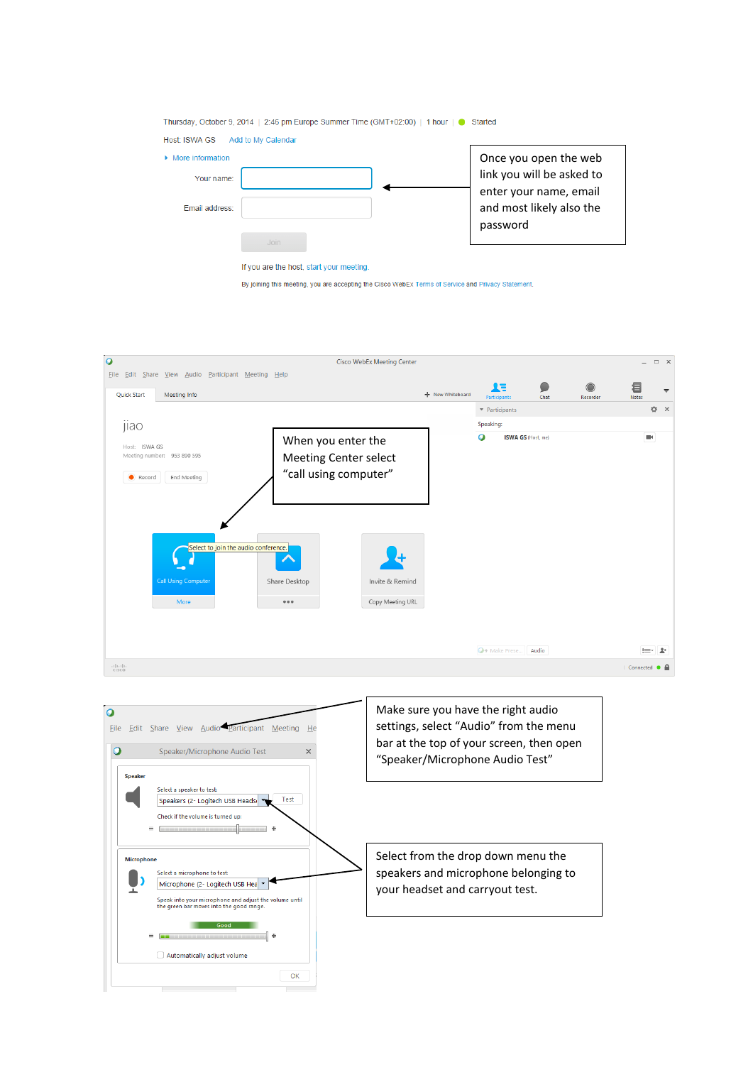Thursday, October 9, 2014 | 2:45 pm Europe Summer Time (GMT+02:00) | 1 hour | Started

Host: ISWA GS   Add to My Calendar

More information

Your name:

Email address:

Join

If you are the host, start your meeting.

By joining this meeting, you are accepting the Cisco WebEx Terms of Service and Privacy Statement.

Once you open the web link you will be asked to enter your name, email and most likely also the password

When you enter the Meeting Center select "call using computer"

Make sure you have the right audio settings, select "Audio" from the menu bar at the top of your screen, then open "Speaker/Microphone Audio Test"

Select from the drop down menu the speakers and microphone belonging to your headset and carryout test.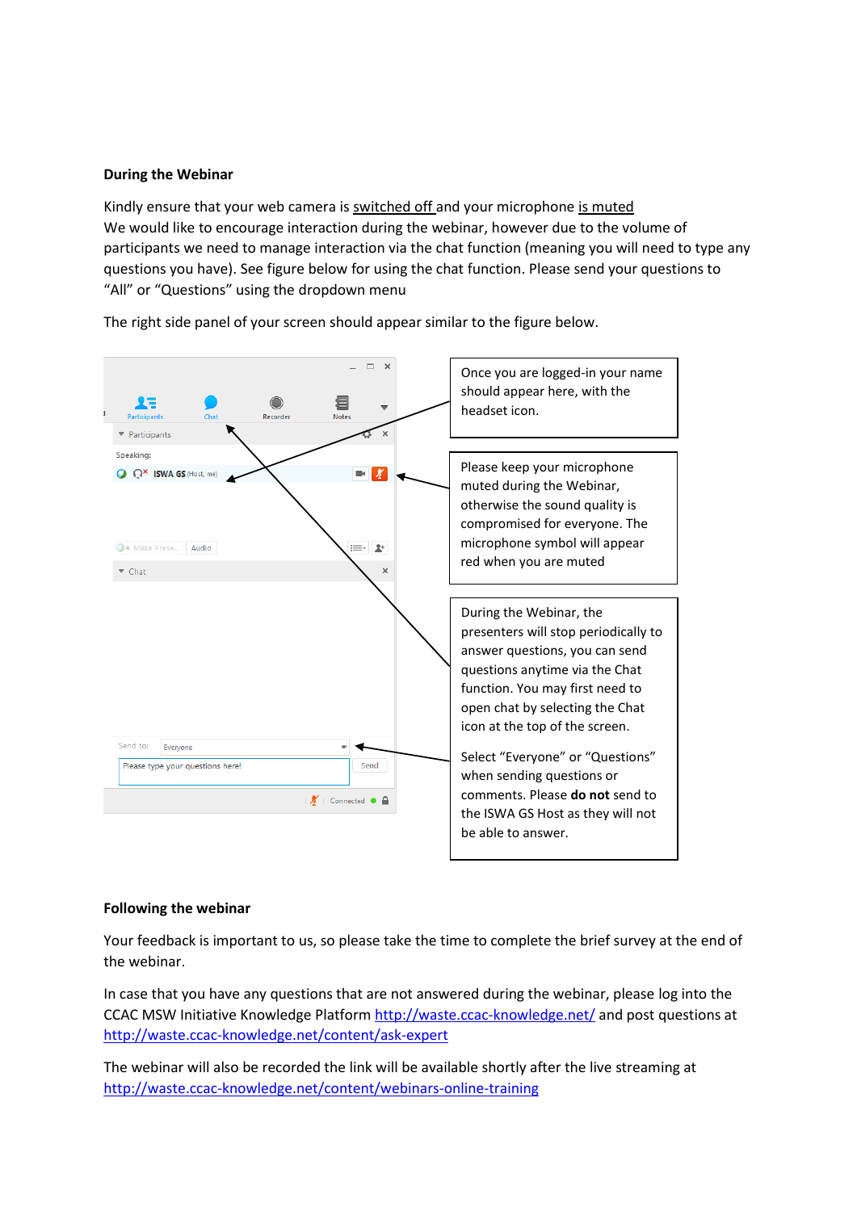**During the Webinar**

Kindly ensure that your web camera is switched off and your microphone is muted
We would like to encourage interaction during the webinar, however due to the volume of participants we need to manage interaction via the chat function (meaning you will need to type any questions you have). See figure below for using the chat function. Please send your questions to "All" or "Questions" using the dropdown menu

The right side panel of your screen should appear similar to the figure below.

Once you are logged-in your name should appear here, with the headset icon.

Please keep your microphone muted during the Webinar, otherwise the sound quality is compromised for everyone. The microphone symbol will appear red when you are muted

During the Webinar, the presenters will stop periodically to answer questions, you can send questions anytime via the Chat function. You may first need to open chat by selecting the Chat icon at the top of the screen.

Select "Everyone" or "Questions" when sending questions or comments. Please **do not** send to the ISWA GS Host as they will not be able to answer.

**Following the webinar**

Your feedback is important to us, so please take the time to complete the brief survey at the end of the webinar.

In case that you have any questions that are not answered during the webinar, please log into the CCAC MSW Initiative Knowledge Platform http://waste.ccac-knowledge.net/ and post questions at http://waste.ccac-knowledge.net/content/ask-expert

The webinar will also be recorded the link will be available shortly after the live streaming at http://waste.ccac-knowledge.net/content/webinars-online-training